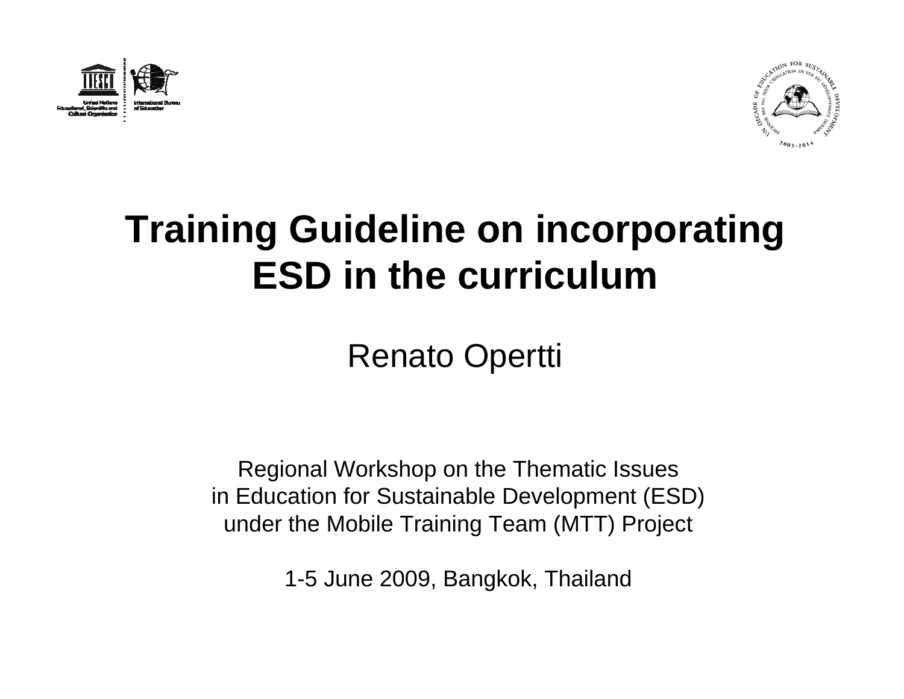# Training Guideline on incorporating ESD in the curriculum

Renato Opertti

Regional Workshop on the Thematic Issues
in Education for Sustainable Development (ESD)
under the Mobile Training Team (MTT) Project

1-5 June 2009, Bangkok, Thailand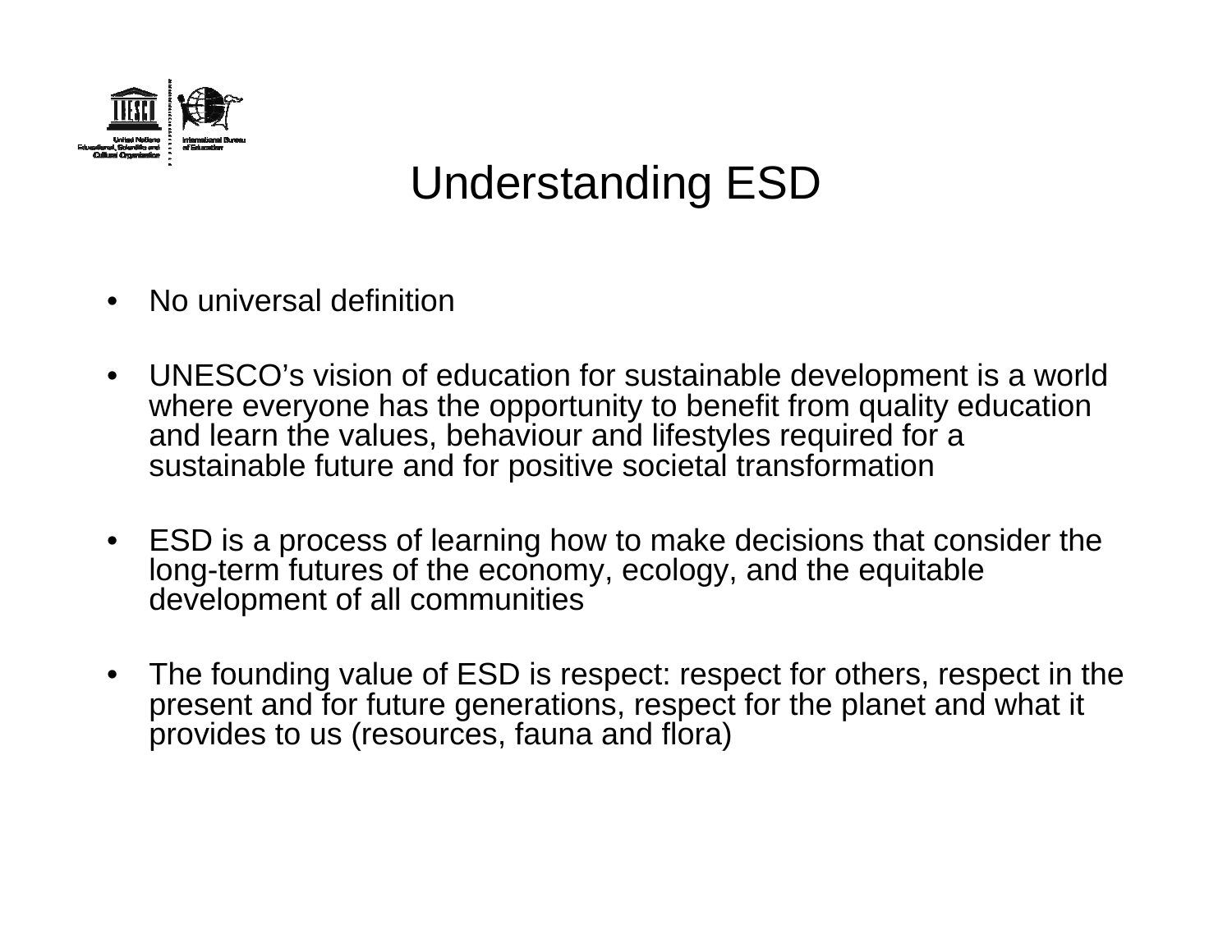# Understanding ESD

- No universal definition

- UNESCO's vision of education for sustainable development is a world where everyone has the opportunity to benefit from quality education and learn the values, behaviour and lifestyles required for a sustainable future and for positive societal transformation

- ESD is a process of learning how to make decisions that consider the long-term futures of the economy, ecology, and the equitable development of all communities

- The founding value of ESD is respect: respect for others, respect in the present and for future generations, respect for the planet and what it provides to us (resources, fauna and flora)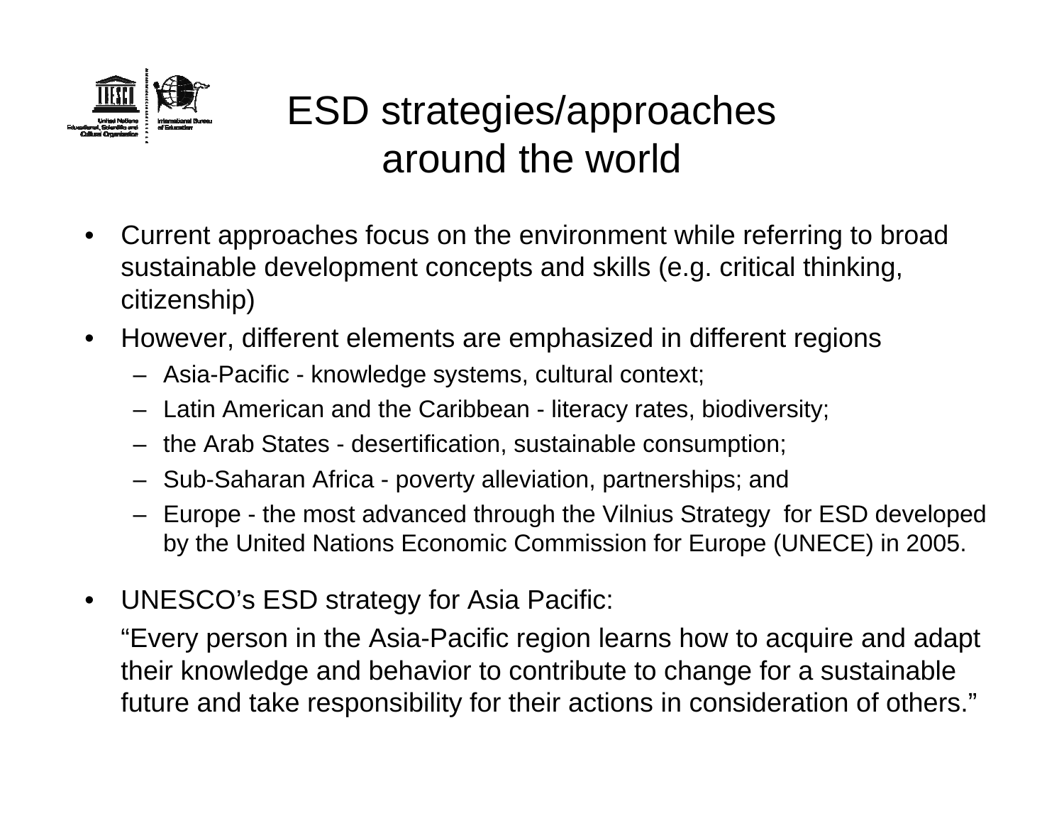# ESD strategies/approaches around the world

- Current approaches focus on the environment while referring to broad sustainable development concepts and skills (e.g. critical thinking, citizenship)
- However, different elements are emphasized in different regions
  - Asia-Pacific - knowledge systems, cultural context;
  - Latin American and the Caribbean - literacy rates, biodiversity;
  - the Arab States - desertification, sustainable consumption;
  - Sub-Saharan Africa - poverty alleviation, partnerships; and
  - Europe - the most advanced through the Vilnius Strategy for ESD developed by the United Nations Economic Commission for Europe (UNECE) in 2005.
- UNESCO's ESD strategy for Asia Pacific:

  "Every person in the Asia-Pacific region learns how to acquire and adapt their knowledge and behavior to contribute to change for a sustainable future and take responsibility for their actions in consideration of others."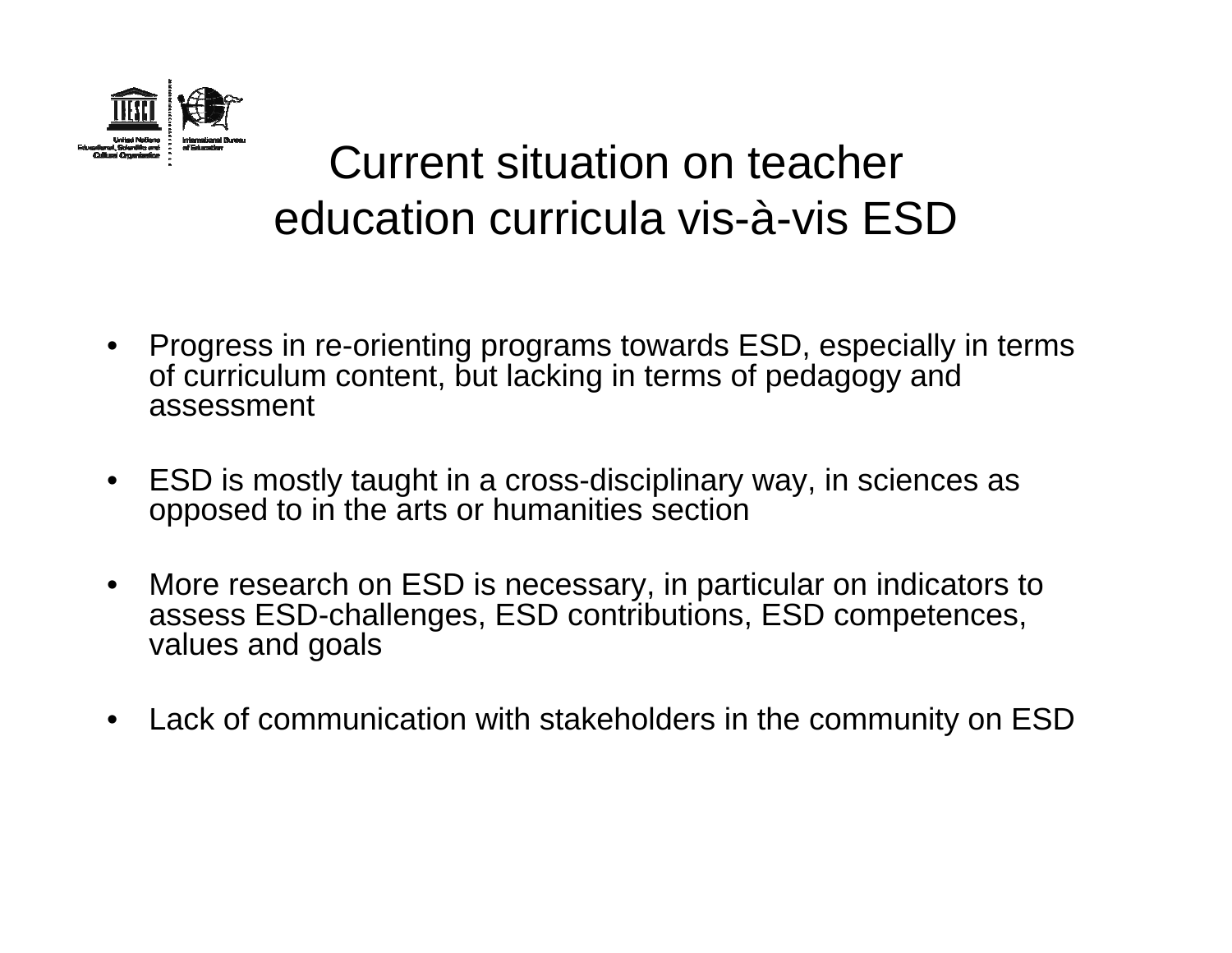# Current situation on teacher education curricula vis-à-vis ESD

- Progress in re-orienting programs towards ESD, especially in terms of curriculum content, but lacking in terms of pedagogy and assessment
- ESD is mostly taught in a cross-disciplinary way, in sciences as opposed to in the arts or humanities section
- More research on ESD is necessary, in particular on indicators to assess ESD-challenges, ESD contributions, ESD competences, values and goals
- Lack of communication with stakeholders in the community on ESD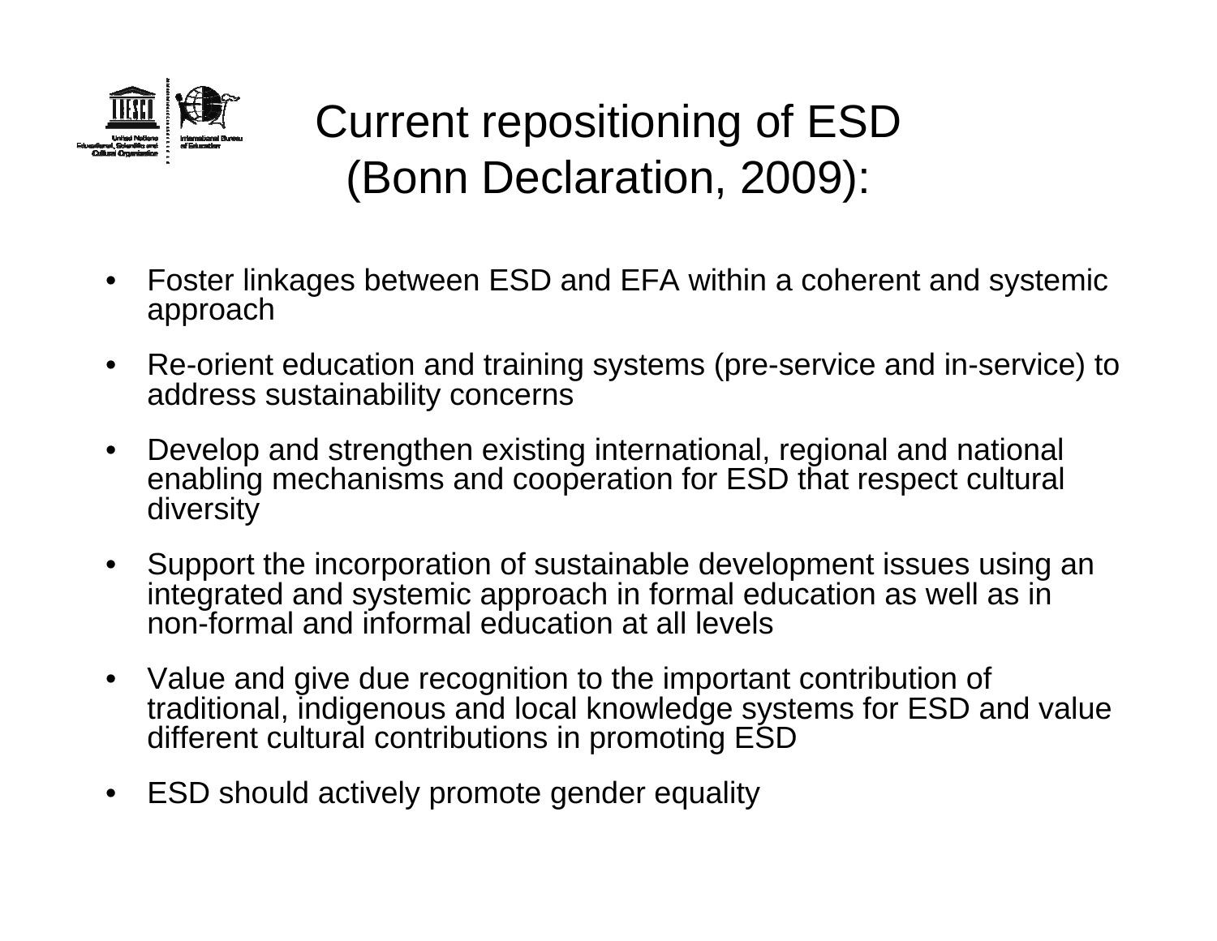# Current repositioning of ESD (Bonn Declaration, 2009):

- Foster linkages between ESD and EFA within a coherent and systemic approach
- Re-orient education and training systems (pre-service and in-service) to address sustainability concerns
- Develop and strengthen existing international, regional and national enabling mechanisms and cooperation for ESD that respect cultural diversity
- Support the incorporation of sustainable development issues using an integrated and systemic approach in formal education as well as in non-formal and informal education at all levels
- Value and give due recognition to the important contribution of traditional, indigenous and local knowledge systems for ESD and value different cultural contributions in promoting ESD
- ESD should actively promote gender equality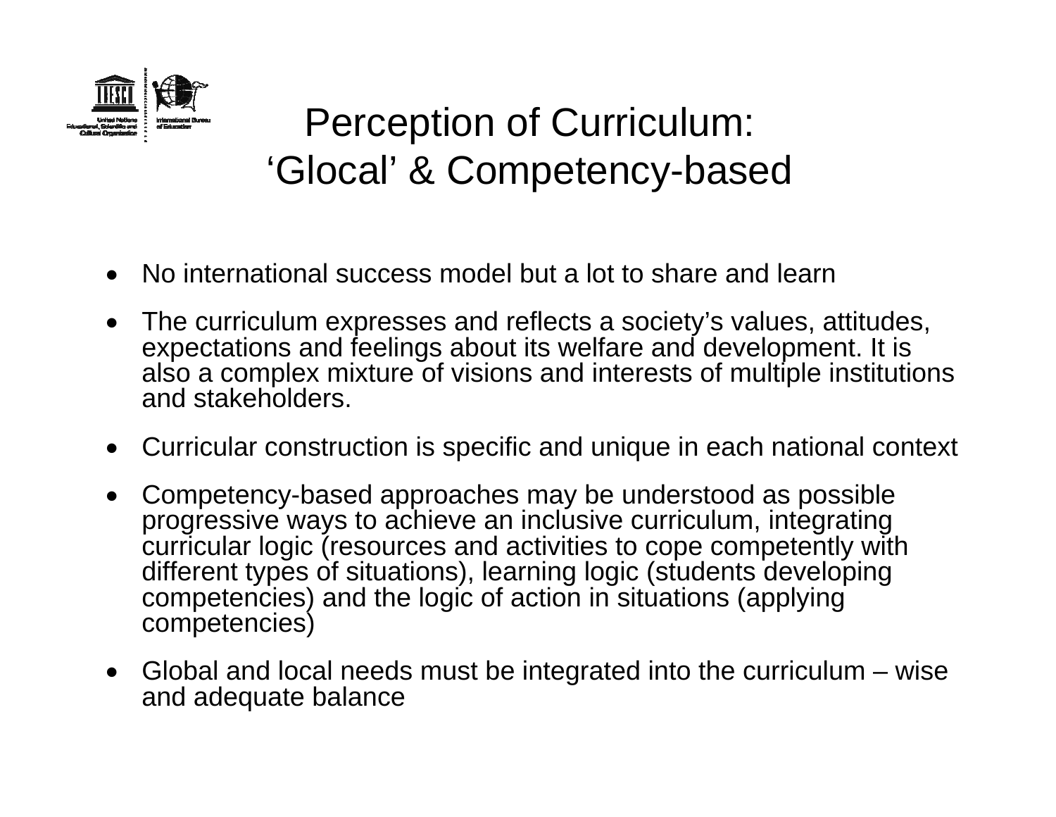# Perception of Curriculum: 'Glocal' & Competency-based

- No international success model but a lot to share and learn
- The curriculum expresses and reflects a society's values, attitudes, expectations and feelings about its welfare and development. It is also a complex mixture of visions and interests of multiple institutions and stakeholders.
- Curricular construction is specific and unique in each national context
- Competency-based approaches may be understood as possible progressive ways to achieve an inclusive curriculum, integrating curricular logic (resources and activities to cope competently with different types of situations), learning logic (students developing competencies) and the logic of action in situations (applying competencies)
- Global and local needs must be integrated into the curriculum – wise and adequate balance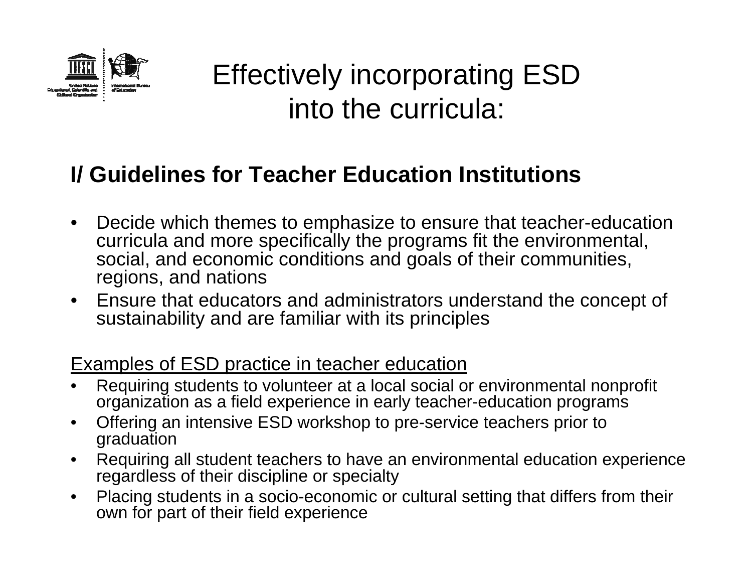# Effectively incorporating ESD into the curricula:

## I/ Guidelines for Teacher Education Institutions

- Decide which themes to emphasize to ensure that teacher-education curricula and more specifically the programs fit the environmental, social, and economic conditions and goals of their communities, regions, and nations
- Ensure that educators and administrators understand the concept of sustainability and are familiar with its principles

<u>Examples of ESD practice in teacher education</u>

- Requiring students to volunteer at a local social or environmental nonprofit organization as a field experience in early teacher-education programs
- Offering an intensive ESD workshop to pre-service teachers prior to graduation
- Requiring all student teachers to have an environmental education experience regardless of their discipline or specialty
- Placing students in a socio-economic or cultural setting that differs from their own for part of their field experience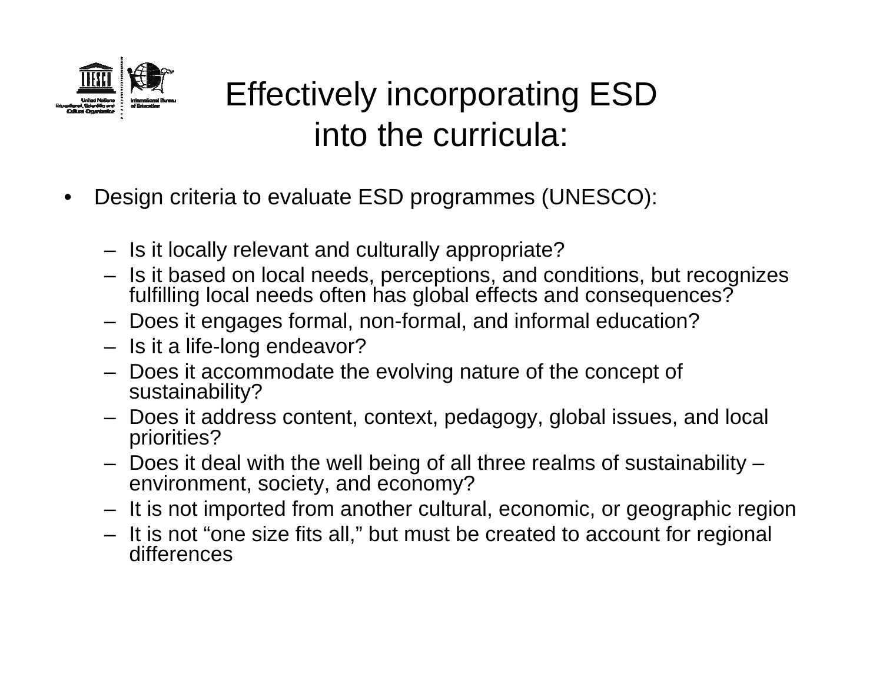# Effectively incorporating ESD into the curricula:

- Design criteria to evaluate ESD programmes (UNESCO):
  - Is it locally relevant and culturally appropriate?
  - Is it based on local needs, perceptions, and conditions, but recognizes fulfilling local needs often has global effects and consequences?
  - Does it engages formal, non-formal, and informal education?
  - Is it a life-long endeavor?
  - Does it accommodate the evolving nature of the concept of sustainability?
  - Does it address content, context, pedagogy, global issues, and local priorities?
  - Does it deal with the well being of all three realms of sustainability – environment, society, and economy?
  - It is not imported from another cultural, economic, or geographic region
  - It is not "one size fits all," but must be created to account for regional differences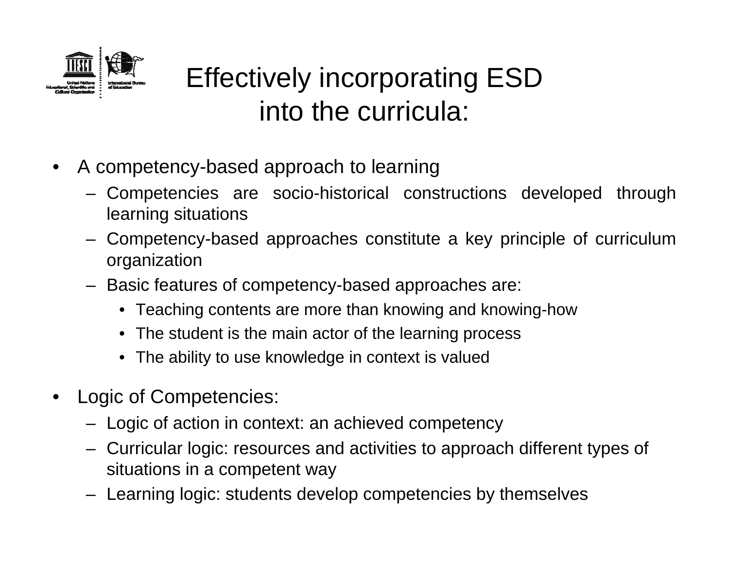# Effectively incorporating ESD into the curricula:

- A competency-based approach to learning
  - Competencies are socio-historical constructions developed through learning situations
  - Competency-based approaches constitute a key principle of curriculum organization
  - Basic features of competency-based approaches are:
    - Teaching contents are more than knowing and knowing-how
    - The student is the main actor of the learning process
    - The ability to use knowledge in context is valued
- Logic of Competencies:
  - Logic of action in context: an achieved competency
  - Curricular logic: resources and activities to approach different types of situations in a competent way
  - Learning logic: students develop competencies by themselves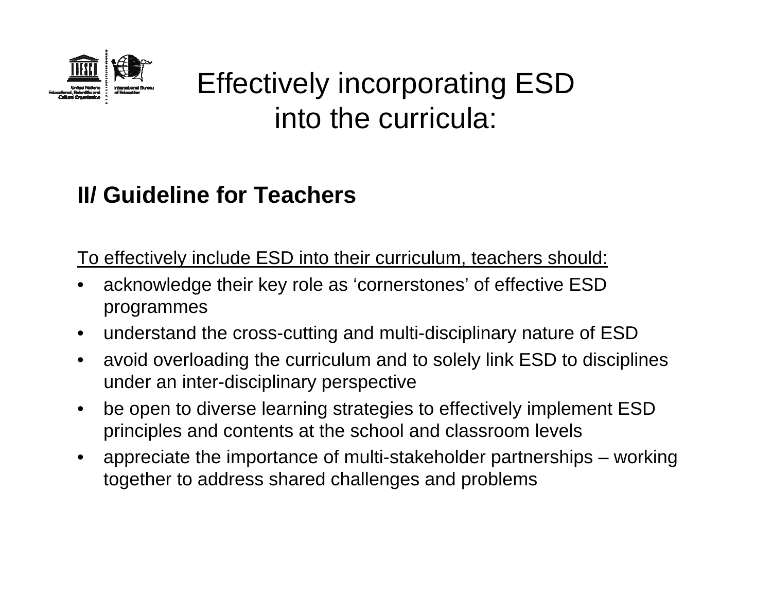# Effectively incorporating ESD into the curricula:

## II/ Guideline for Teachers

To effectively include ESD into their curriculum, teachers should:

- acknowledge their key role as 'cornerstones' of effective ESD programmes
- understand the cross-cutting and multi-disciplinary nature of ESD
- avoid overloading the curriculum and to solely link ESD to disciplines under an inter-disciplinary perspective
- be open to diverse learning strategies to effectively implement ESD principles and contents at the school and classroom levels
- appreciate the importance of multi-stakeholder partnerships – working together to address shared challenges and problems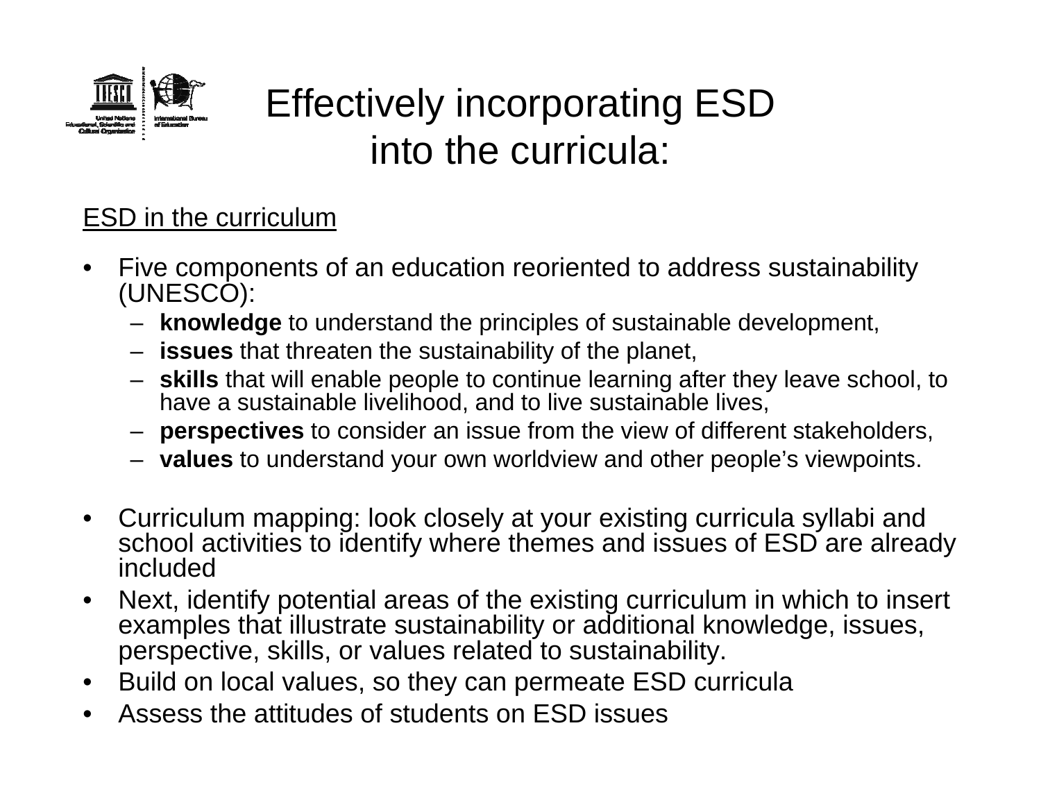# Effectively incorporating ESD into the curricula:

ESD in the curriculum

- Five components of an education reoriented to address sustainability (UNESCO):
  - **knowledge** to understand the principles of sustainable development,
  - **issues** that threaten the sustainability of the planet,
  - **skills** that will enable people to continue learning after they leave school, to have a sustainable livelihood, and to live sustainable lives,
  - **perspectives** to consider an issue from the view of different stakeholders,
  - **values** to understand your own worldview and other people's viewpoints.
- Curriculum mapping: look closely at your existing curricula syllabi and school activities to identify where themes and issues of ESD are already included
- Next, identify potential areas of the existing curriculum in which to insert examples that illustrate sustainability or additional knowledge, issues, perspective, skills, or values related to sustainability.
- Build on local values, so they can permeate ESD curricula
- Assess the attitudes of students on ESD issues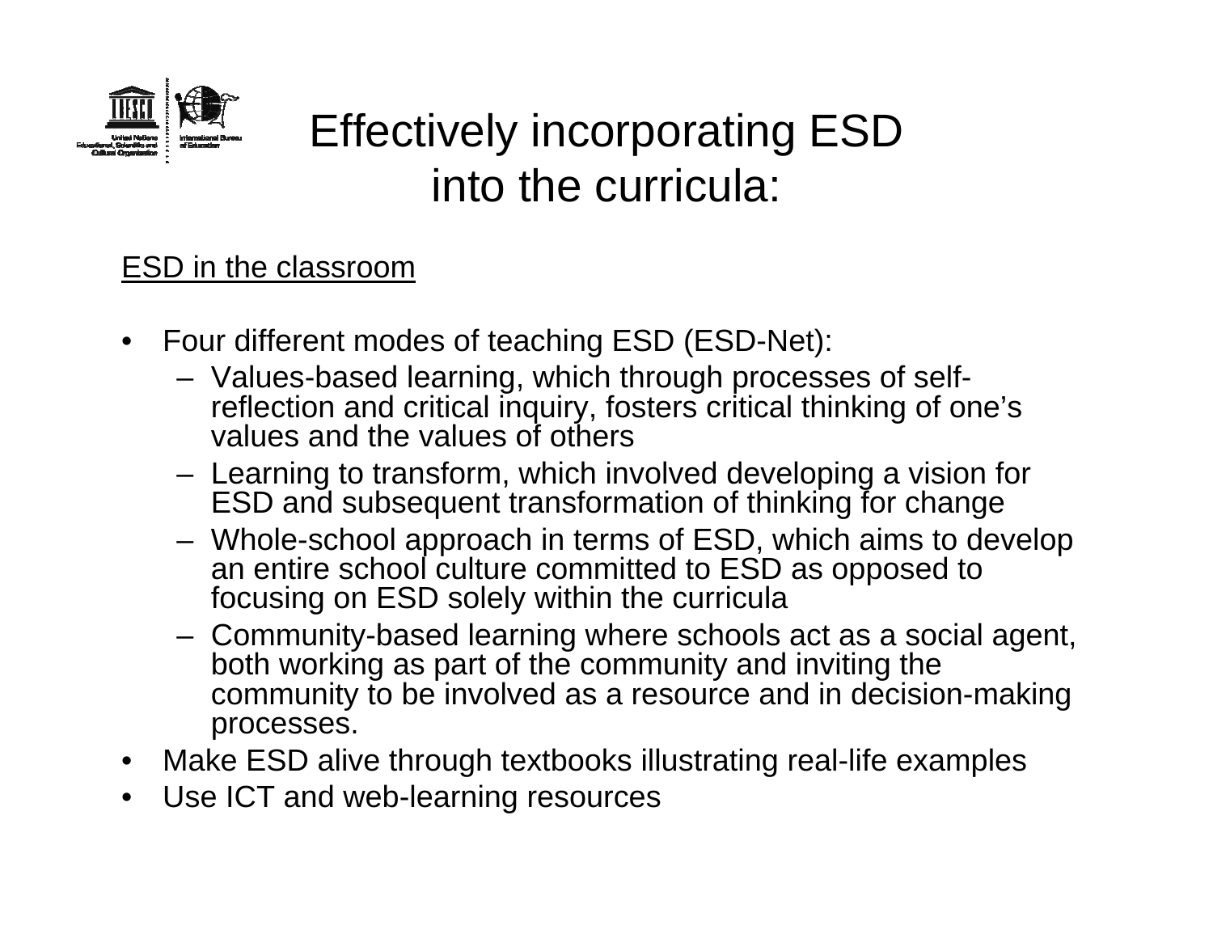# Effectively incorporating ESD into the curricula:

<u>ESD in the classroom</u>

- Four different modes of teaching ESD (ESD-Net):
  - Values-based learning, which through processes of self-reflection and critical inquiry, fosters critical thinking of one's values and the values of others
  - Learning to transform, which involved developing a vision for ESD and subsequent transformation of thinking for change
  - Whole-school approach in terms of ESD, which aims to develop an entire school culture committed to ESD as opposed to focusing on ESD solely within the curricula
  - Community-based learning where schools act as a social agent, both working as part of the community and inviting the community to be involved as a resource and in decision-making processes.
- Make ESD alive through textbooks illustrating real-life examples
- Use ICT and web-learning resources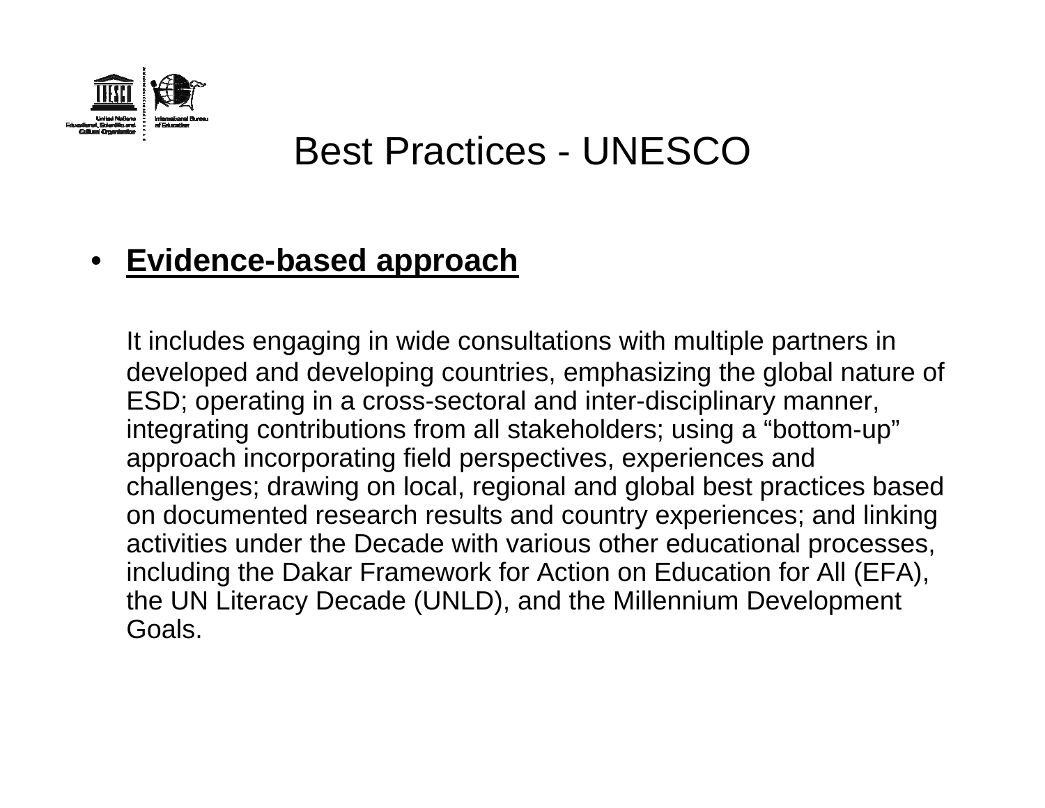# Best Practices - UNESCO

- **Evidence-based approach**

  It includes engaging in wide consultations with multiple partners in developed and developing countries, emphasizing the global nature of ESD; operating in a cross-sectoral and inter-disciplinary manner, integrating contributions from all stakeholders; using a "bottom-up" approach incorporating field perspectives, experiences and challenges; drawing on local, regional and global best practices based on documented research results and country experiences; and linking activities under the Decade with various other educational processes, including the Dakar Framework for Action on Education for All (EFA), the UN Literacy Decade (UNLD), and the Millennium Development Goals.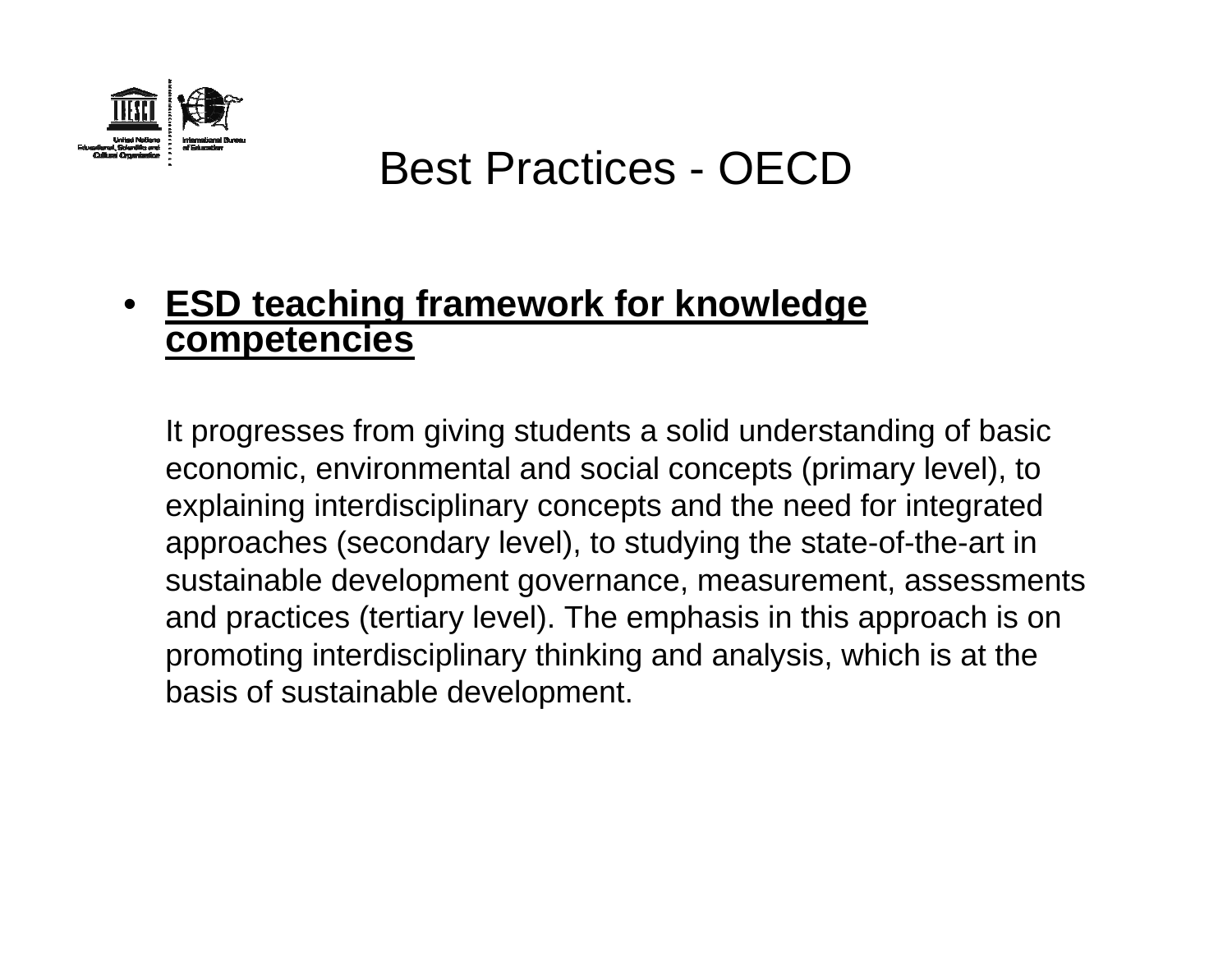# Best Practices - OECD

- **ESD teaching framework for knowledge competencies**

  It progresses from giving students a solid understanding of basic economic, environmental and social concepts (primary level), to explaining interdisciplinary concepts and the need for integrated approaches (secondary level), to studying the state-of-the-art in sustainable development governance, measurement, assessments and practices (tertiary level). The emphasis in this approach is on promoting interdisciplinary thinking and analysis, which is at the basis of sustainable development.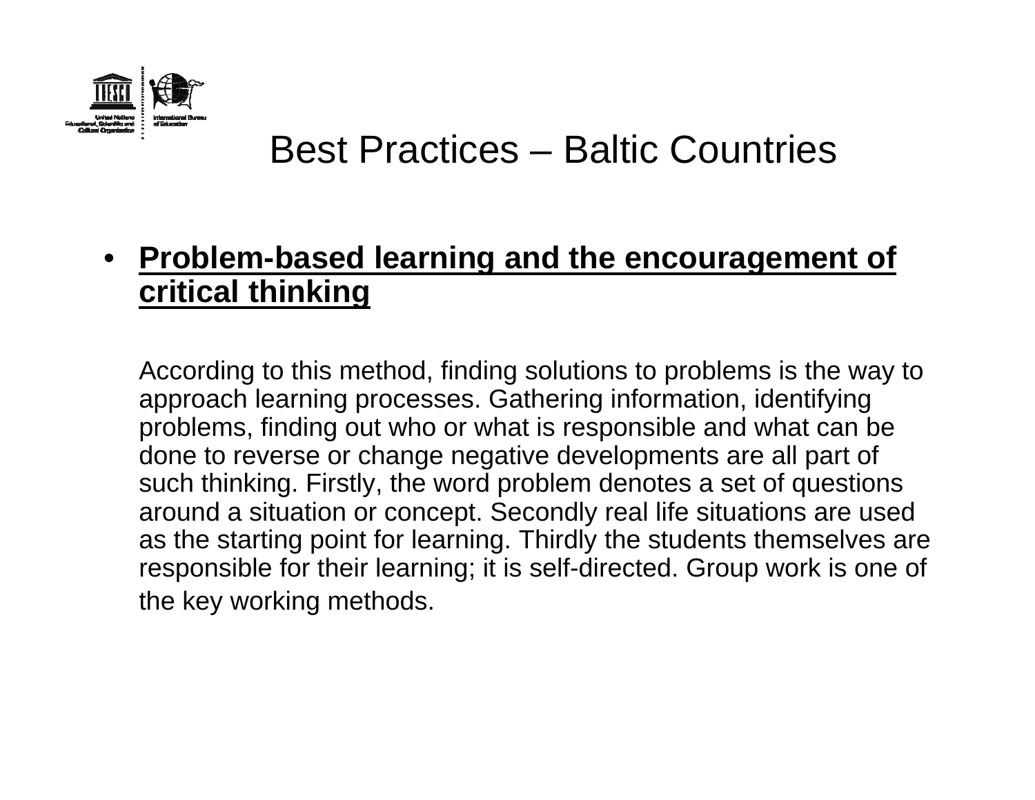# Best Practices – Baltic Countries

- **Problem-based learning and the encouragement of critical thinking**

  According to this method, finding solutions to problems is the way to approach learning processes. Gathering information, identifying problems, finding out who or what is responsible and what can be done to reverse or change negative developments are all part of such thinking. Firstly, the word problem denotes a set of questions around a situation or concept. Secondly real life situations are used as the starting point for learning. Thirdly the students themselves are responsible for their learning; it is self-directed. Group work is one of the key working methods.